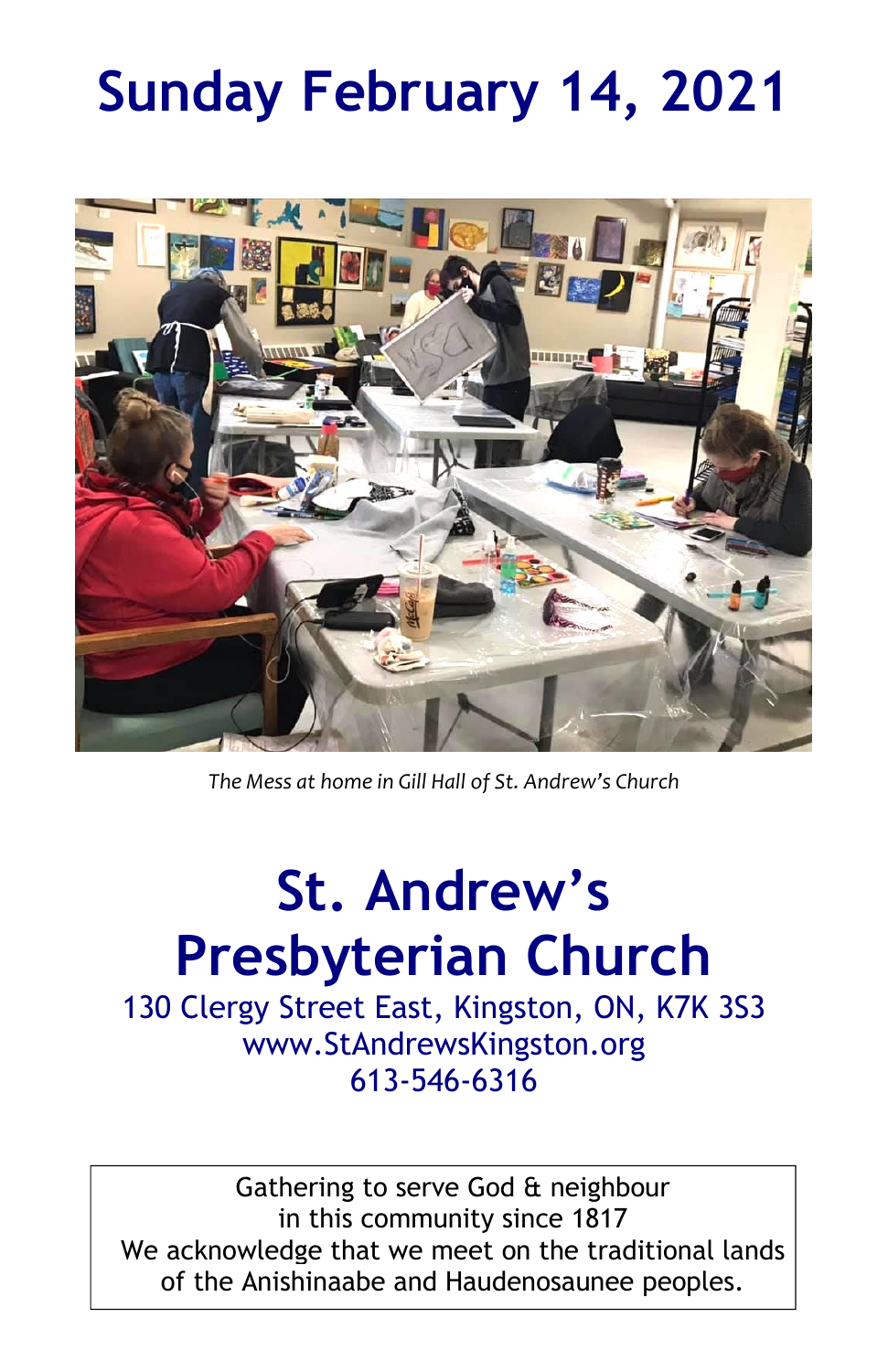# Sunday February 14, 2021

*The Mess at home in Gill Hall of St. Andrew's Church*

# St. Andrew's Presbyterian Church

130 Clergy Street East, Kingston, ON, K7K 3S3
www.StAndrewsKingston.org
613-546-6316

Gathering to serve God & neighbour
in this community since 1817
We acknowledge that we meet on the traditional lands of the Anishinaabe and Haudenosaunee peoples.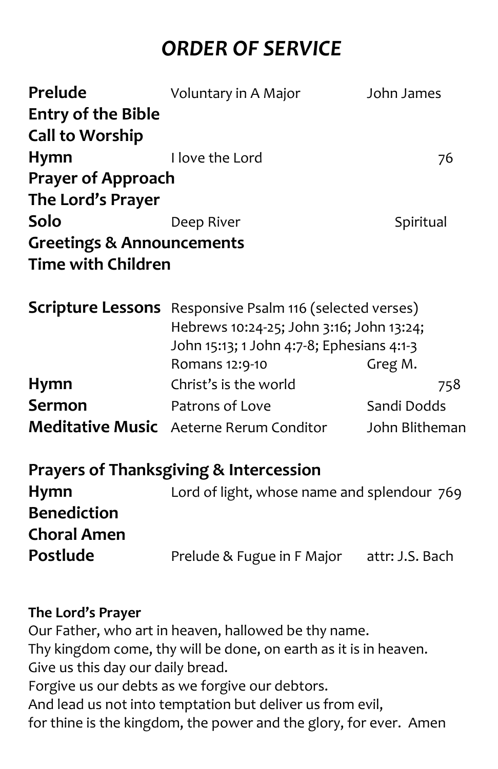# *ORDER OF SERVICE*

| | | |
|---|---|---|
| **Prelude** | Voluntary in A Major | John James |
| **Entry of the Bible** | | |
| **Call to Worship** | | |
| **Hymn** | I love the Lord | 76 |
| **Prayer of Approach** | | |
| **The Lord's Prayer** | | |
| **Solo** | Deep River | Spiritual |
| **Greetings & Announcements** | | |
| **Time with Children** | | |
| | | |
| **Scripture Lessons** | Responsive Psalm 116 (selected verses)<br>Hebrews 10:24-25; John 3:16; John 13:24;<br>John 15:13; 1 John 4:7-8; Ephesians 4:1-3<br>Romans 12:9-10 | Greg M. |
| **Hymn** | Christ's is the world | 758 |
| **Sermon** | Patrons of Love | Sandi Dodds |
| **Meditative Music** | Aeterne Rerum Conditor | John Blitheman |
| | | |
| **Prayers of Thanksgiving & Intercession** | | |
| **Hymn** | Lord of light, whose name and splendour | 769 |
| **Benediction** | | |
| **Choral Amen** | | |
| **Postlude** | Prelude & Fugue in F Major | attr: J.S. Bach |

**The Lord's Prayer**

Our Father, who art in heaven, hallowed be thy name.
Thy kingdom come, thy will be done, on earth as it is in heaven.
Give us this day our daily bread.
Forgive us our debts as we forgive our debtors.
And lead us not into temptation but deliver us from evil,
for thine is the kingdom, the power and the glory, for ever. Amen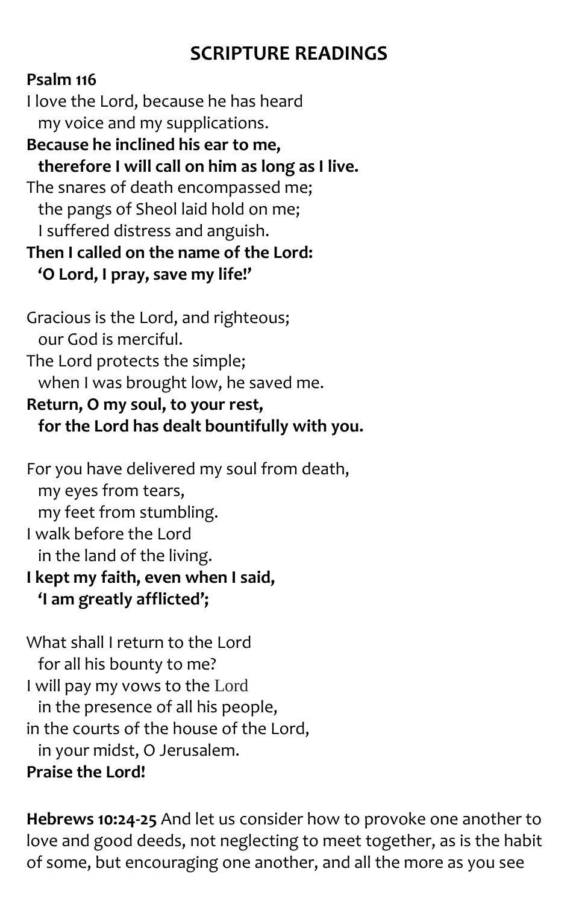## SCRIPTURE READINGS

**Psalm 116**

I love the Lord, because he has heard
  my voice and my supplications.
**Because he inclined his ear to me,**
  **therefore I will call on him as long as I live.**
The snares of death encompassed me;
  the pangs of Sheol laid hold on me;
  I suffered distress and anguish.
**Then I called on the name of the Lord:**
  **'O Lord, I pray, save my life!'**

Gracious is the Lord, and righteous;
  our God is merciful.
The Lord protects the simple;
  when I was brought low, he saved me.
**Return, O my soul, to your rest,**
  **for the Lord has dealt bountifully with you.**

For you have delivered my soul from death,
  my eyes from tears,
  my feet from stumbling.
I walk before the Lord
  in the land of the living.
**I kept my faith, even when I said,**
  **'I am greatly afflicted';**

What shall I return to the Lord
  for all his bounty to me?
I will pay my vows to the Lord
  in the presence of all his people,
in the courts of the house of the Lord,
  in your midst, O Jerusalem.
**Praise the Lord!**

**Hebrews 10:24-25** And let us consider how to provoke one another to love and good deeds, not neglecting to meet together, as is the habit of some, but encouraging one another, and all the more as you see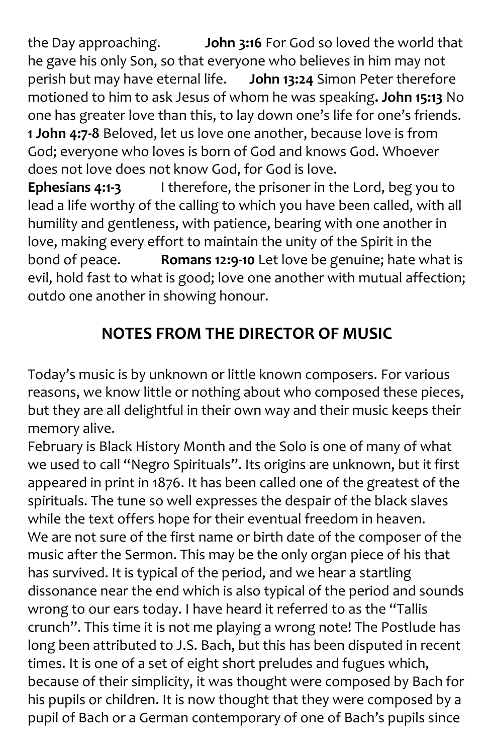the Day approaching. **John 3:16** For God so loved the world that he gave his only Son, so that everyone who believes in him may not perish but may have eternal life. **John 13:24** Simon Peter therefore motioned to him to ask Jesus of whom he was speaking**. John 15:13** No one has greater love than this, to lay down one's life for one's friends. **1 John 4:7-8** Beloved, let us love one another, because love is from God; everyone who loves is born of God and knows God. Whoever does not love does not know God, for God is love.

**Ephesians 4:1-3** I therefore, the prisoner in the Lord, beg you to lead a life worthy of the calling to which you have been called, with all humility and gentleness, with patience, bearing with one another in love, making every effort to maintain the unity of the Spirit in the bond of peace. **Romans 12:9-10** Let love be genuine; hate what is evil, hold fast to what is good; love one another with mutual affection; outdo one another in showing honour.

## NOTES FROM THE DIRECTOR OF MUSIC

Today's music is by unknown or little known composers. For various reasons, we know little or nothing about who composed these pieces, but they are all delightful in their own way and their music keeps their memory alive.

February is Black History Month and the Solo is one of many of what we used to call "Negro Spirituals". Its origins are unknown, but it first appeared in print in 1876. It has been called one of the greatest of the spirituals. The tune so well expresses the despair of the black slaves while the text offers hope for their eventual freedom in heaven.

We are not sure of the first name or birth date of the composer of the music after the Sermon. This may be the only organ piece of his that has survived. It is typical of the period, and we hear a startling dissonance near the end which is also typical of the period and sounds wrong to our ears today. I have heard it referred to as the "Tallis crunch". This time it is not me playing a wrong note! The Postlude has long been attributed to J.S. Bach, but this has been disputed in recent times. It is one of a set of eight short preludes and fugues which, because of their simplicity, it was thought were composed by Bach for his pupils or children. It is now thought that they were composed by a pupil of Bach or a German contemporary of one of Bach's pupils since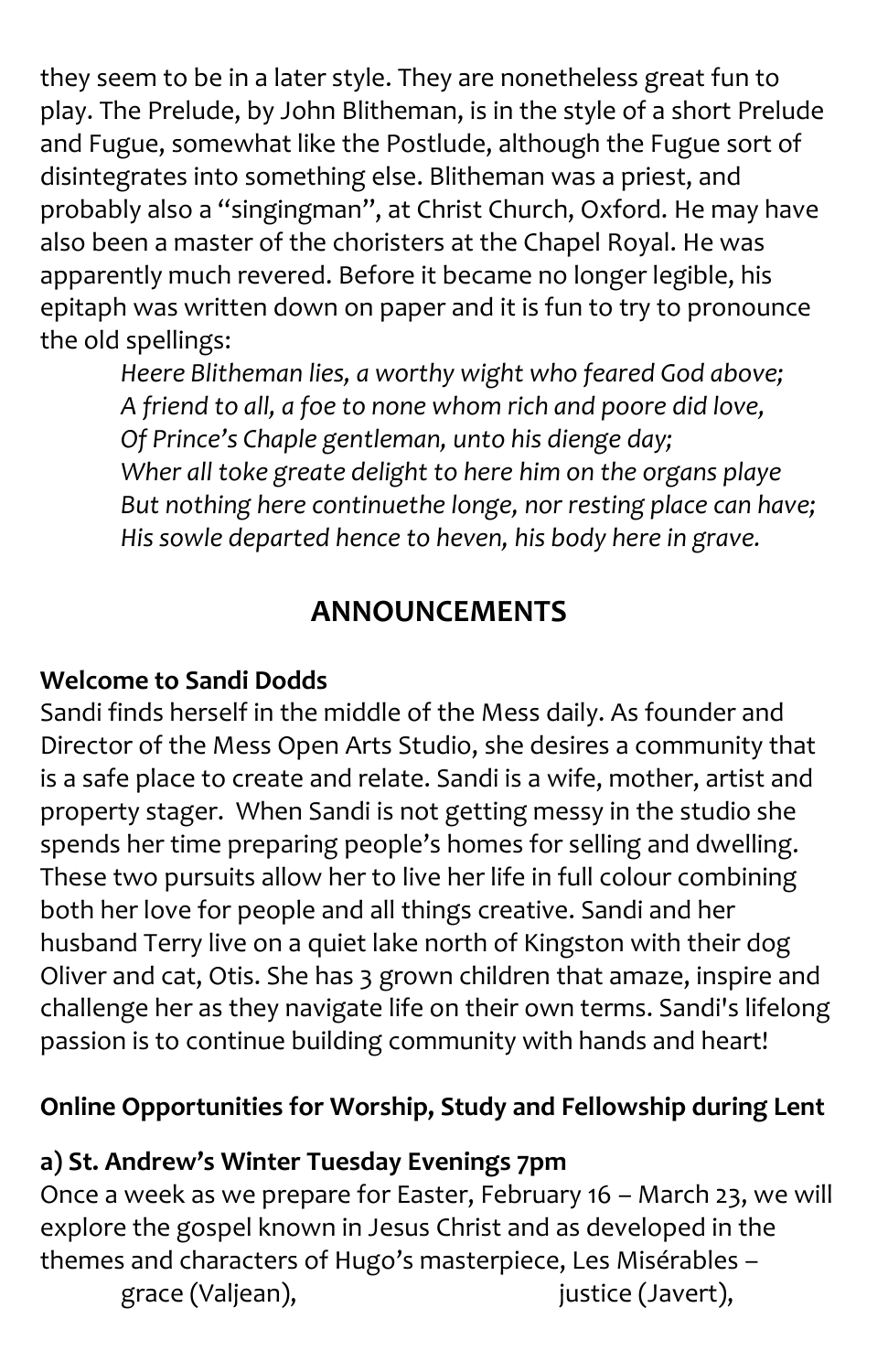they seem to be in a later style. They are nonetheless great fun to play. The Prelude, by John Blitheman, is in the style of a short Prelude and Fugue, somewhat like the Postlude, although the Fugue sort of disintegrates into something else. Blitheman was a priest, and probably also a "singingman", at Christ Church, Oxford. He may have also been a master of the choristers at the Chapel Royal. He was apparently much revered. Before it became no longer legible, his epitaph was written down on paper and it is fun to try to pronounce the old spellings:

> *Heere Blitheman lies, a worthy wight who feared God above;*
> *A friend to all, a foe to none whom rich and poore did love,*
> *Of Prince's Chaple gentleman, unto his dienge day;*
> *Wher all toke greate delight to here him on the organs playe*
> *But nothing here continuethe longe, nor resting place can have;*
> *His sowle departed hence to heven, his body here in grave.*

## ANNOUNCEMENTS

**Welcome to Sandi Dodds**

Sandi finds herself in the middle of the Mess daily. As founder and Director of the Mess Open Arts Studio, she desires a community that is a safe place to create and relate. Sandi is a wife, mother, artist and property stager. When Sandi is not getting messy in the studio she spends her time preparing people's homes for selling and dwelling. These two pursuits allow her to live her life in full colour combining both her love for people and all things creative. Sandi and her husband Terry live on a quiet lake north of Kingston with their dog Oliver and cat, Otis. She has 3 grown children that amaze, inspire and challenge her as they navigate life on their own terms. Sandi's lifelong passion is to continue building community with hands and heart!

**Online Opportunities for Worship, Study and Fellowship during Lent**

**a) St. Andrew's Winter Tuesday Evenings 7pm**

Once a week as we prepare for Easter, February 16 – March 23, we will explore the gospel known in Jesus Christ and as developed in the themes and characters of Hugo's masterpiece, Les Misérables –
grace (Valjean), justice (Javert),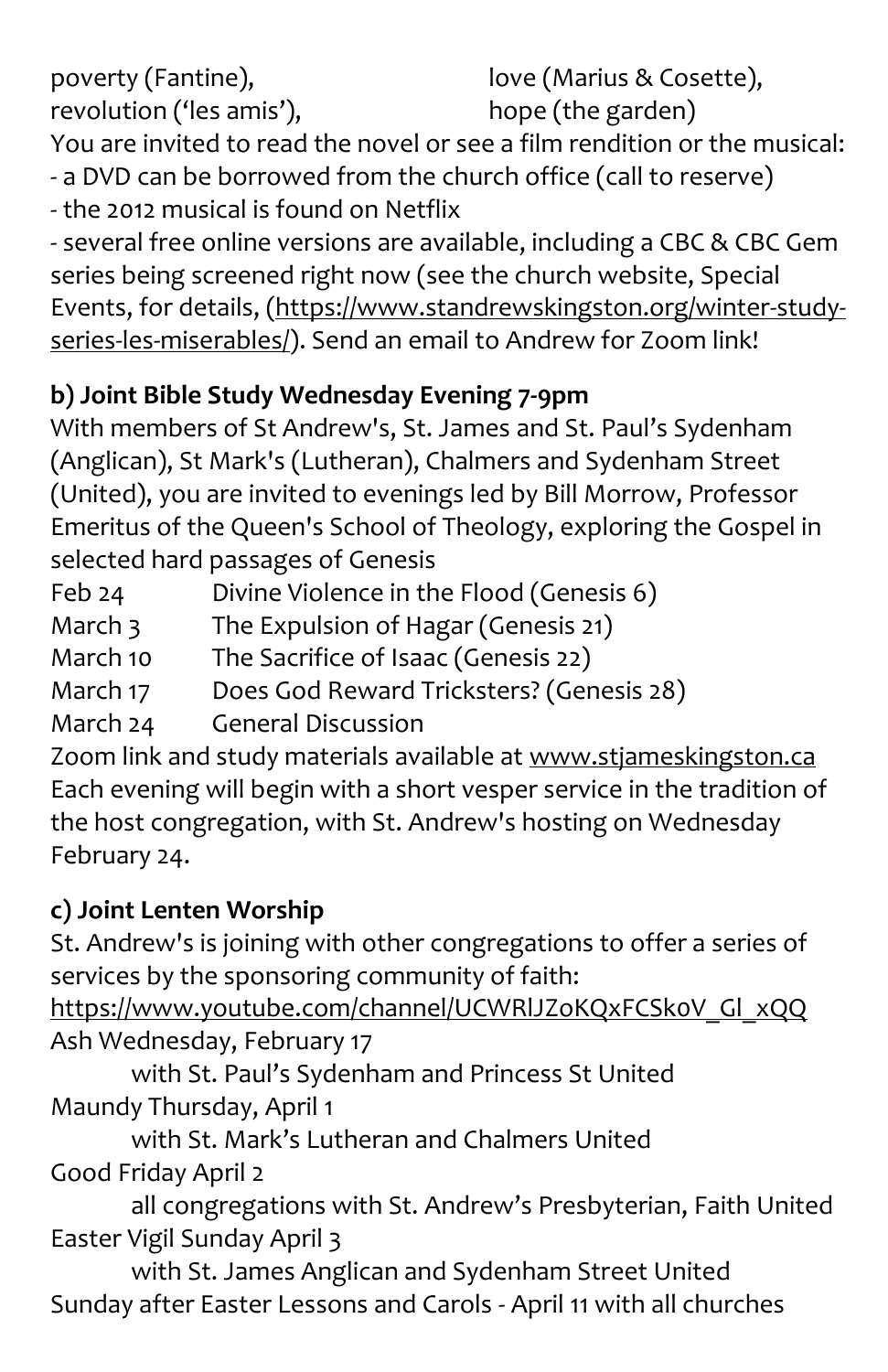poverty (Fantine), love (Marius & Cosette),
revolution ('les amis'), hope (the garden)

You are invited to read the novel or see a film rendition or the musical:

- a DVD can be borrowed from the church office (call to reserve)
- the 2012 musical is found on Netflix
- several free online versions are available, including a CBC & CBC Gem series being screened right now (see the church website, Special Events, for details, (https://www.standrewskingston.org/winter-study-series-les-miserables/). Send an email to Andrew for Zoom link!

**b) Joint Bible Study Wednesday Evening 7-9pm**

With members of St Andrew's, St. James and St. Paul's Sydenham (Anglican), St Mark's (Lutheran), Chalmers and Sydenham Street (United), you are invited to evenings led by Bill Morrow, Professor Emeritus of the Queen's School of Theology, exploring the Gospel in selected hard passages of Genesis

| | |
|---|---|
| Feb 24 | Divine Violence in the Flood (Genesis 6) |
| March 3 | The Expulsion of Hagar (Genesis 21) |
| March 10 | The Sacrifice of Isaac (Genesis 22) |
| March 17 | Does God Reward Tricksters? (Genesis 28) |
| March 24 | General Discussion |

Zoom link and study materials available at www.stjameskingston.ca

Each evening will begin with a short vesper service in the tradition of the host congregation, with St. Andrew's hosting on Wednesday February 24.

**c) Joint Lenten Worship**

St. Andrew's is joining with other congregations to offer a series of services by the sponsoring community of faith:
https://www.youtube.com/channel/UCWRlJZoKQxFCSk0V_Gl_xQQ

Ash Wednesday, February 17
 with St. Paul's Sydenham and Princess St United

Maundy Thursday, April 1
 with St. Mark's Lutheran and Chalmers United

Good Friday April 2
 all congregations with St. Andrew's Presbyterian, Faith United

Easter Vigil Sunday April 3
 with St. James Anglican and Sydenham Street United

Sunday after Easter Lessons and Carols - April 11 with all churches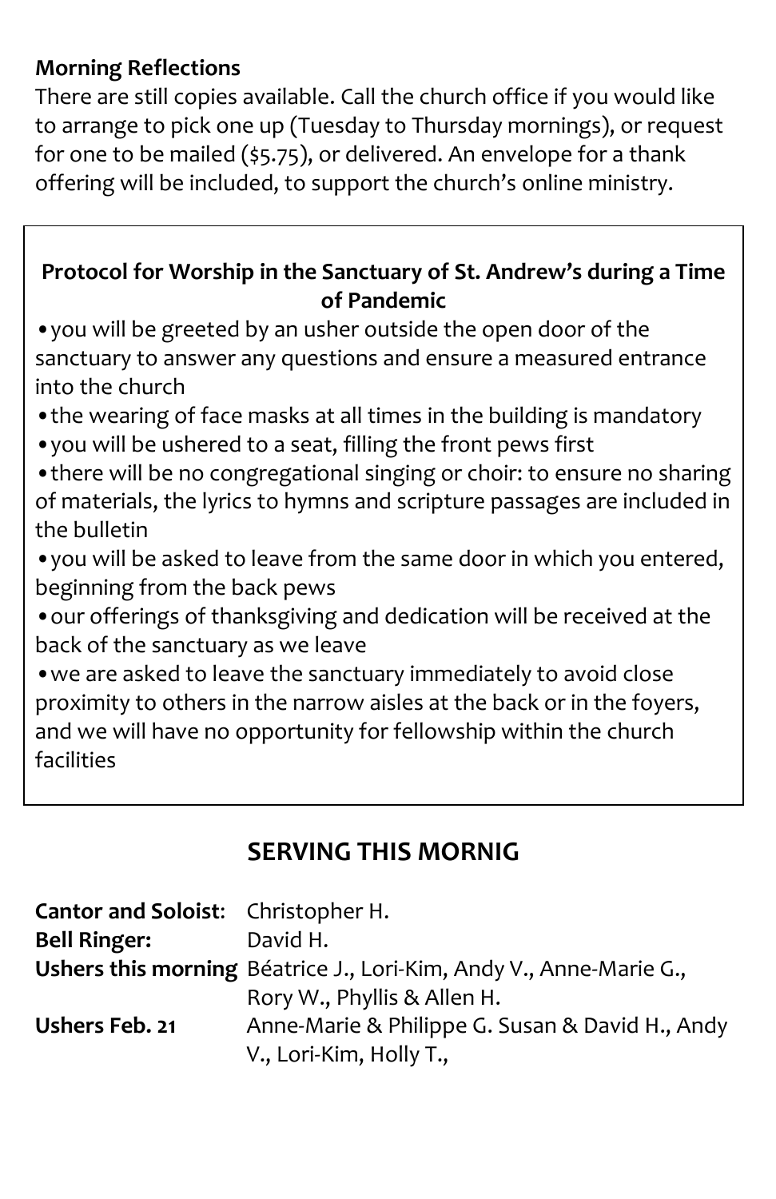**Morning Reflections**

There are still copies available. Call the church office if you would like to arrange to pick one up (Tuesday to Thursday mornings), or request for one to be mailed ($5.75), or delivered. An envelope for a thank offering will be included, to support the church's online ministry.

**Protocol for Worship in the Sanctuary of St. Andrew's during a Time of Pandemic**

- you will be greeted by an usher outside the open door of the sanctuary to answer any questions and ensure a measured entrance into the church
- the wearing of face masks at all times in the building is mandatory
- you will be ushered to a seat, filling the front pews first
- there will be no congregational singing or choir: to ensure no sharing of materials, the lyrics to hymns and scripture passages are included in the bulletin
- you will be asked to leave from the same door in which you entered, beginning from the back pews
- our offerings of thanksgiving and dedication will be received at the back of the sanctuary as we leave
- we are asked to leave the sanctuary immediately to avoid close proximity to others in the narrow aisles at the back or in the foyers, and we will have no opportunity for fellowship within the church facilities

## SERVING THIS MORNIG

**Cantor and Soloist**: Christopher H.
**Bell Ringer:** David H.
**Ushers this morning** Béatrice J., Lori-Kim, Andy V., Anne-Marie G., Rory W., Phyllis & Allen H.
**Ushers Feb. 21** Anne-Marie & Philippe G. Susan & David H., Andy V., Lori-Kim, Holly T.,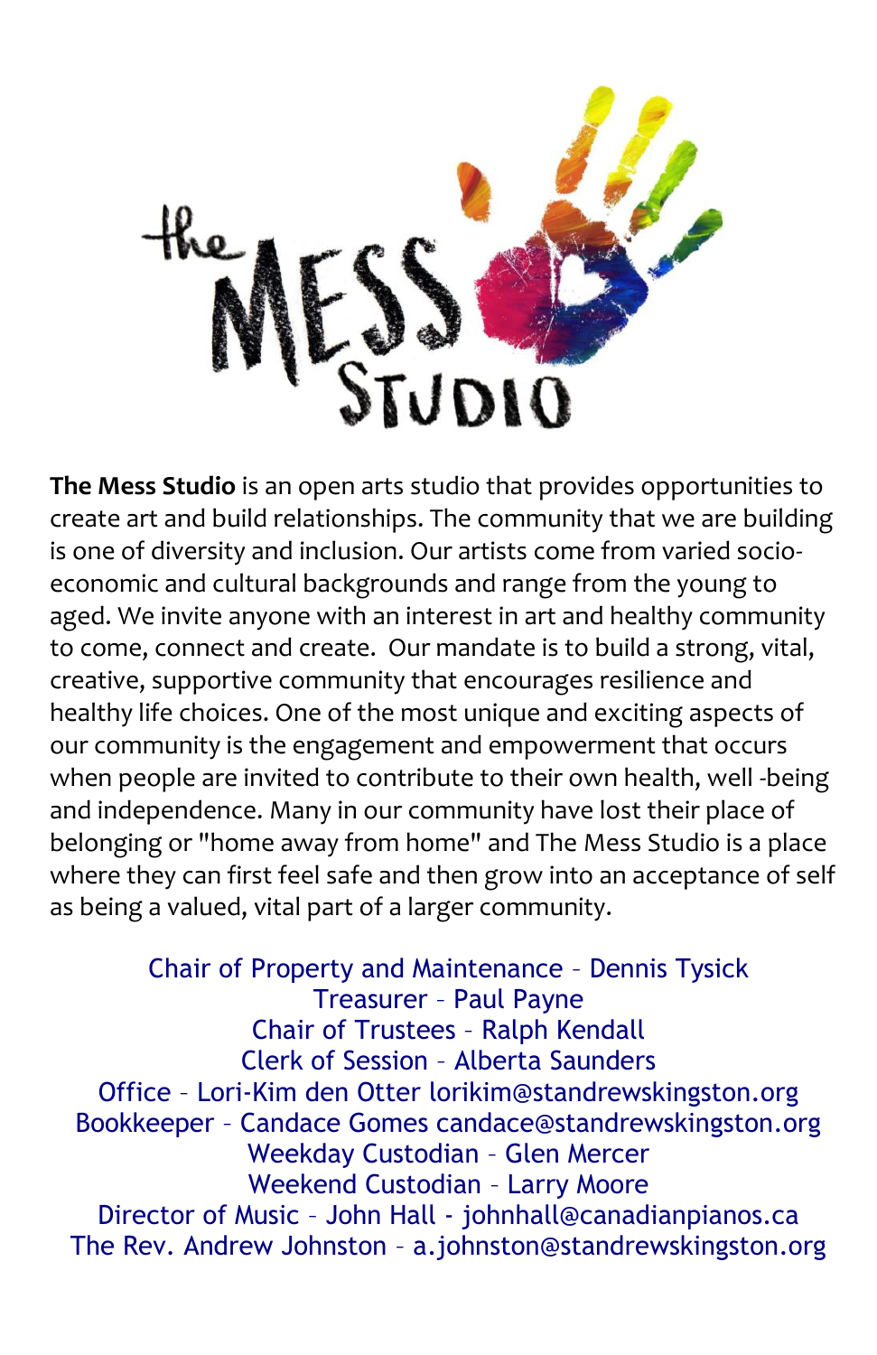the MESS STUDIO

**The Mess Studio** is an open arts studio that provides opportunities to create art and build relationships. The community that we are building is one of diversity and inclusion. Our artists come from varied socio-economic and cultural backgrounds and range from the young to aged. We invite anyone with an interest in art and healthy community to come, connect and create. Our mandate is to build a strong, vital, creative, supportive community that encourages resilience and healthy life choices. One of the most unique and exciting aspects of our community is the engagement and empowerment that occurs when people are invited to contribute to their own health, well -being and independence. Many in our community have lost their place of belonging or "home away from home" and The Mess Studio is a place where they can first feel safe and then grow into an acceptance of self as being a valued, vital part of a larger community.

Chair of Property and Maintenance – Dennis Tysick
Treasurer – Paul Payne
Chair of Trustees – Ralph Kendall
Clerk of Session – Alberta Saunders
Office – Lori-Kim den Otter lorikim@standrewskingston.org
Bookkeeper – Candace Gomes candace@standrewskingston.org
Weekday Custodian – Glen Mercer
Weekend Custodian – Larry Moore
Director of Music – John Hall - johnhall@canadianpianos.ca
The Rev. Andrew Johnston – a.johnston@standrewskingston.org